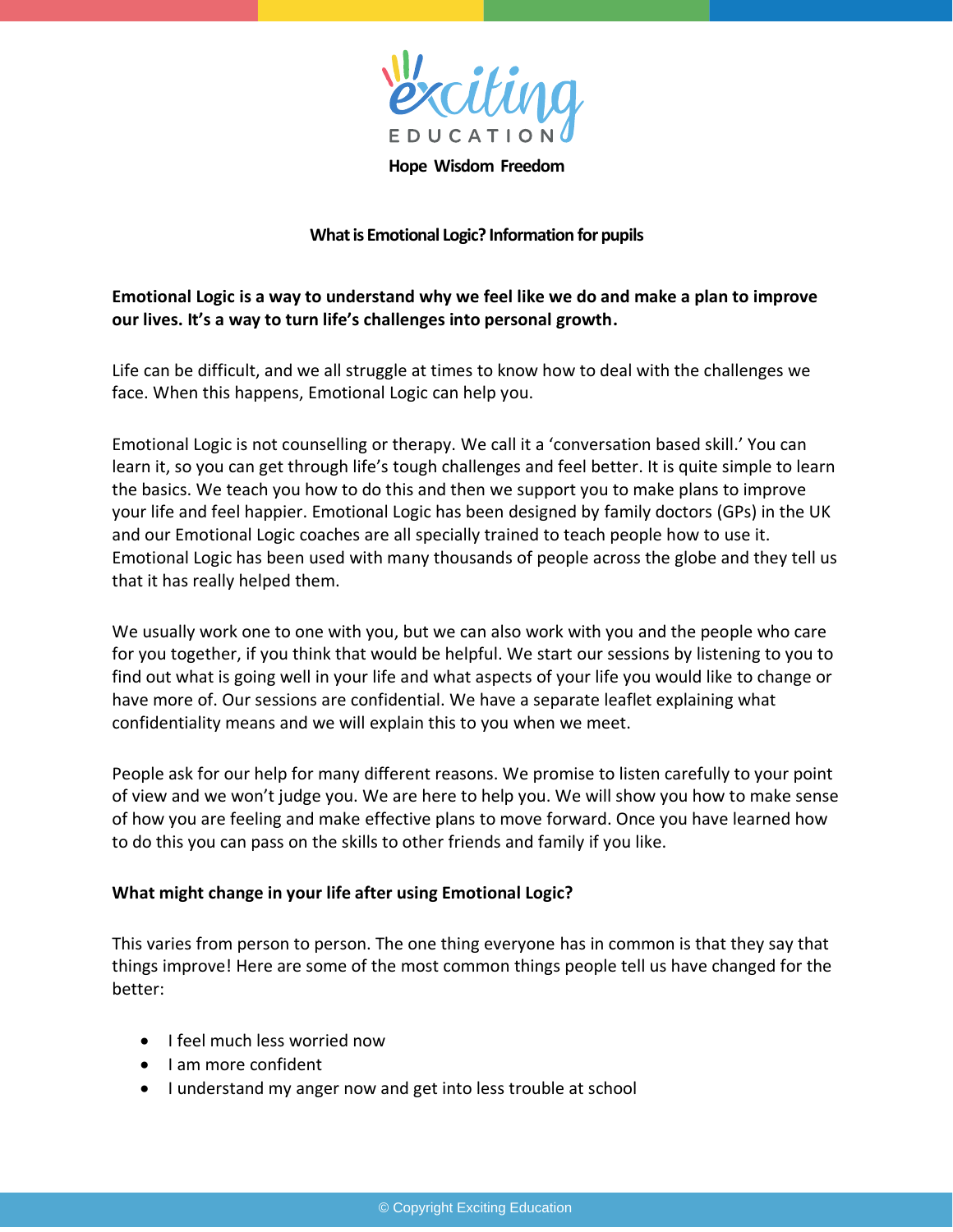exciting EDUCATION

**Hope Wisdom Freedom**

## What is Emotional Logic? Information for pupils

**Emotional Logic is a way to understand why we feel like we do and make a plan to improve our lives. It's a way to turn life's challenges into personal growth.**

Life can be difficult, and we all struggle at times to know how to deal with the challenges we face. When this happens, Emotional Logic can help you.

Emotional Logic is not counselling or therapy. We call it a 'conversation based skill.' You can learn it, so you can get through life's tough challenges and feel better. It is quite simple to learn the basics. We teach you how to do this and then we support you to make plans to improve your life and feel happier. Emotional Logic has been designed by family doctors (GPs) in the UK and our Emotional Logic coaches are all specially trained to teach people how to use it. Emotional Logic has been used with many thousands of people across the globe and they tell us that it has really helped them.

We usually work one to one with you, but we can also work with you and the people who care for you together, if you think that would be helpful. We start our sessions by listening to you to find out what is going well in your life and what aspects of your life you would like to change or have more of. Our sessions are confidential. We have a separate leaflet explaining what confidentiality means and we will explain this to you when we meet.

People ask for our help for many different reasons. We promise to listen carefully to your point of view and we won't judge you. We are here to help you. We will show you how to make sense of how you are feeling and make effective plans to move forward. Once you have learned how to do this you can pass on the skills to other friends and family if you like.

### What might change in your life after using Emotional Logic?

This varies from person to person. The one thing everyone has in common is that they say that things improve! Here are some of the most common things people tell us have changed for the better:

- I feel much less worried now
- I am more confident
- I understand my anger now and get into less trouble at school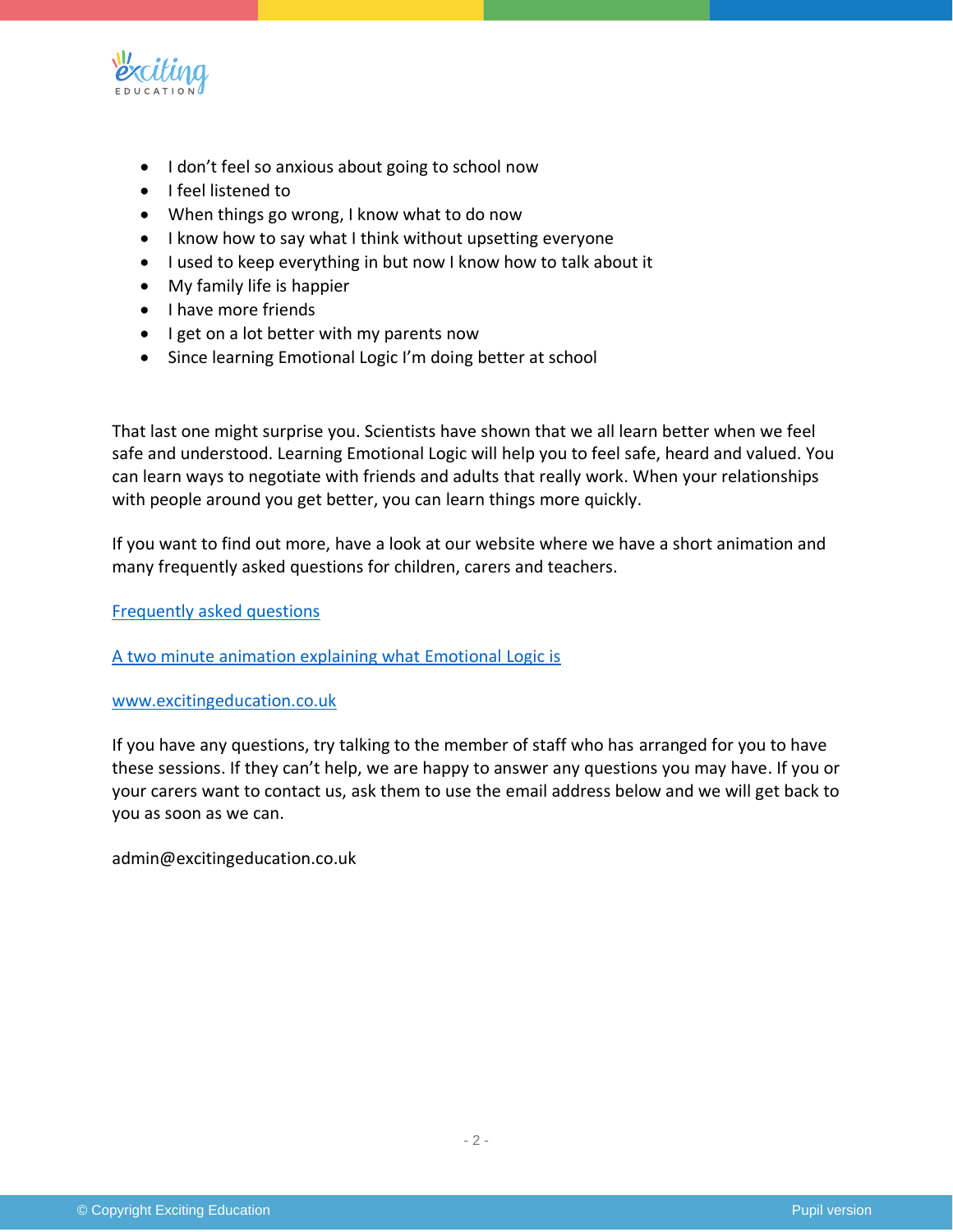- I don't feel so anxious about going to school now
- I feel listened to
- When things go wrong, I know what to do now
- I know how to say what I think without upsetting everyone
- I used to keep everything in but now I know how to talk about it
- My family life is happier
- I have more friends
- I get on a lot better with my parents now
- Since learning Emotional Logic I'm doing better at school

That last one might surprise you. Scientists have shown that we all learn better when we feel safe and understood. Learning Emotional Logic will help you to feel safe, heard and valued. You can learn ways to negotiate with friends and adults that really work. When your relationships with people around you get better, you can learn things more quickly.

If you want to find out more, have a look at our website where we have a short animation and many frequently asked questions for children, carers and teachers.

Frequently asked questions

A two minute animation explaining what Emotional Logic is

www.excitingeducation.co.uk

If you have any questions, try talking to the member of staff who has arranged for you to have these sessions. If they can't help, we are happy to answer any questions you may have. If you or your carers want to contact us, ask them to use the email address below and we will get back to you as soon as we can.

admin@excitingeducation.co.uk